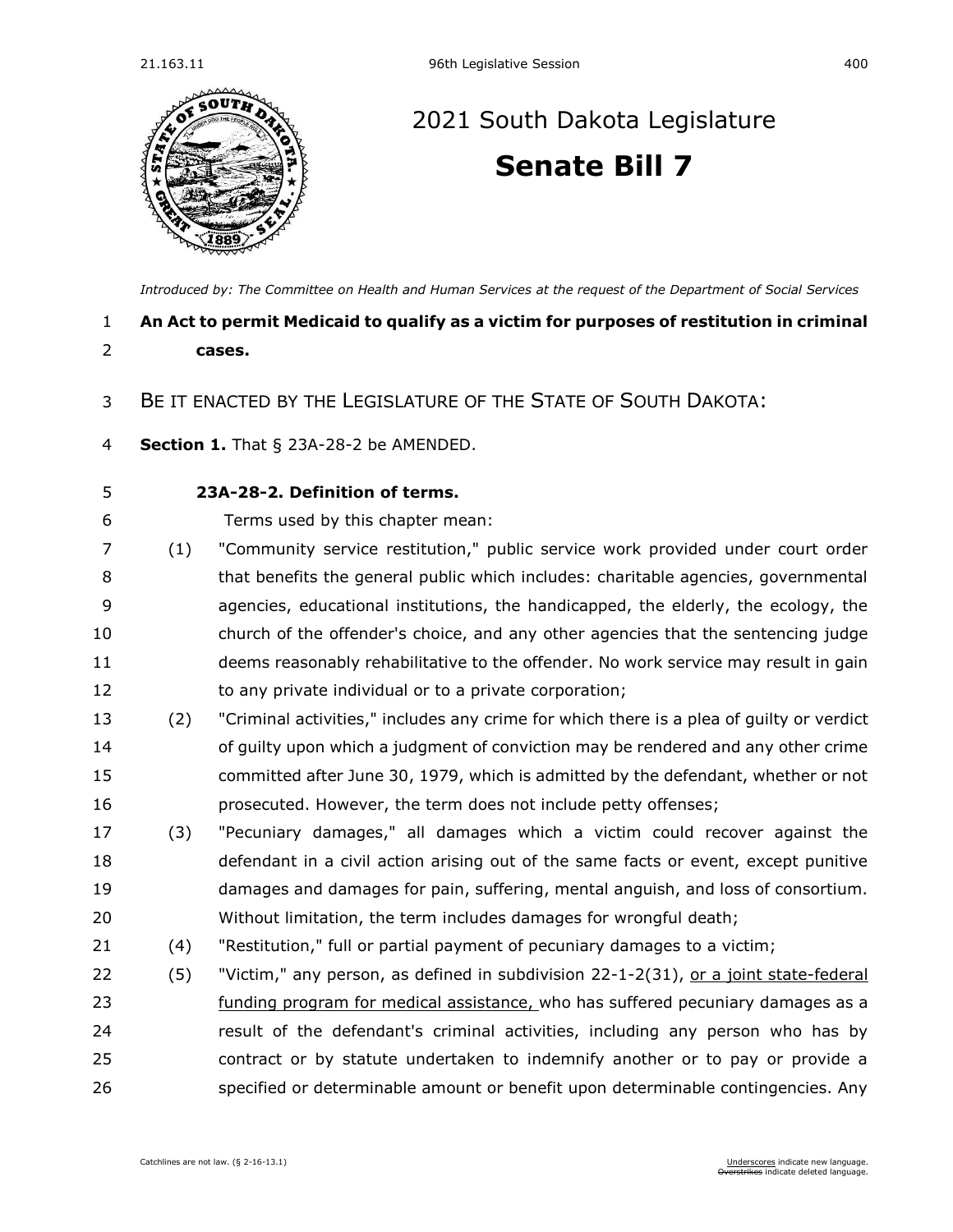# 2021 South Dakota Legislature

## Senate Bill 7

*Introduced by: The Committee on Health and Human Services at the request of the Department of Social Services*

**An Act to permit Medicaid to qualify as a victim for purposes of restitution in criminal cases.**

BE IT ENACTED BY THE LEGISLATURE OF THE STATE OF SOUTH DAKOTA:

**Section 1.** That § 23A-28-2 be AMENDED.

**23A-28-2. Definition of terms.**

Terms used by this chapter mean:

(1) "Community service restitution," public service work provided under court order that benefits the general public which includes: charitable agencies, governmental agencies, educational institutions, the handicapped, the elderly, the ecology, the church of the offender's choice, and any other agencies that the sentencing judge deems reasonably rehabilitative to the offender. No work service may result in gain to any private individual or to a private corporation;

(2) "Criminal activities," includes any crime for which there is a plea of guilty or verdict of guilty upon which a judgment of conviction may be rendered and any other crime committed after June 30, 1979, which is admitted by the defendant, whether or not prosecuted. However, the term does not include petty offenses;

(3) "Pecuniary damages," all damages which a victim could recover against the defendant in a civil action arising out of the same facts or event, except punitive damages and damages for pain, suffering, mental anguish, and loss of consortium. Without limitation, the term includes damages for wrongful death;

(4) "Restitution," full or partial payment of pecuniary damages to a victim;

(5) "Victim," any person, as defined in subdivision 22-1-2(31), <u>or a joint state-federal funding program for medical assistance,</u> who has suffered pecuniary damages as a result of the defendant's criminal activities, including any person who has by contract or by statute undertaken to indemnify another or to pay or provide a specified or determinable amount or benefit upon determinable contingencies. Any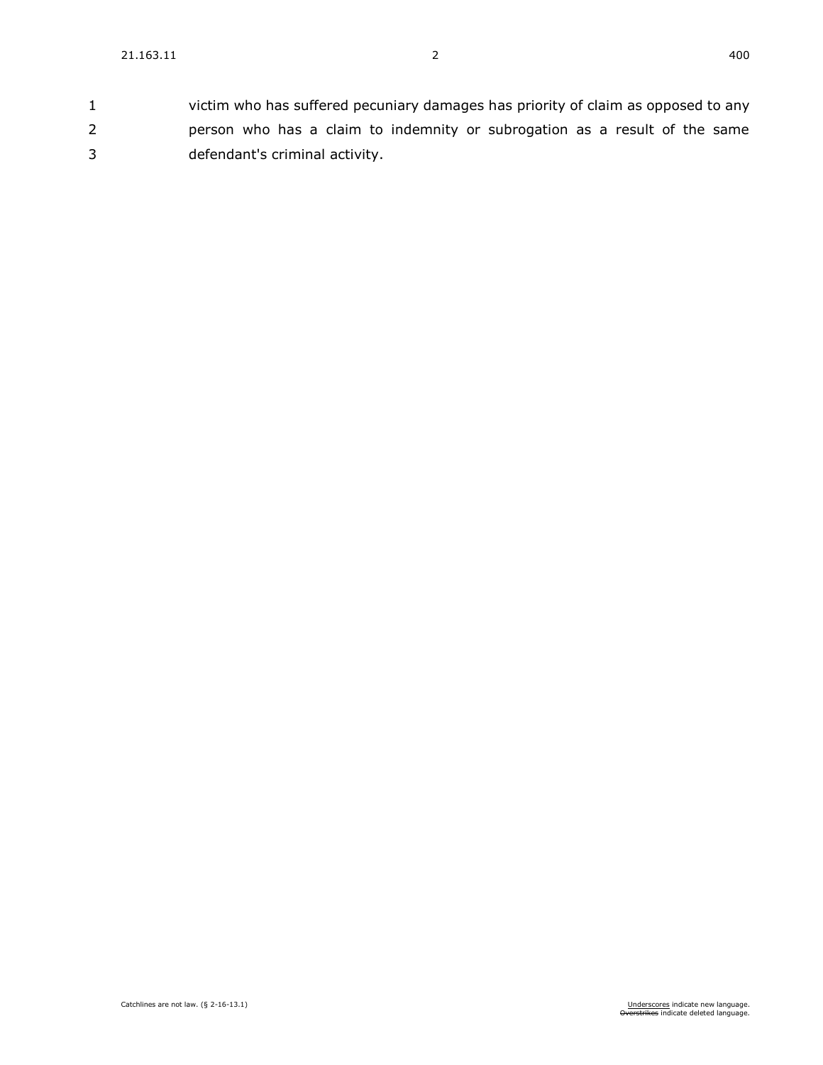victim who has suffered pecuniary damages has priority of claim as opposed to any person who has a claim to indemnity or subrogation as a result of the same defendant's criminal activity.